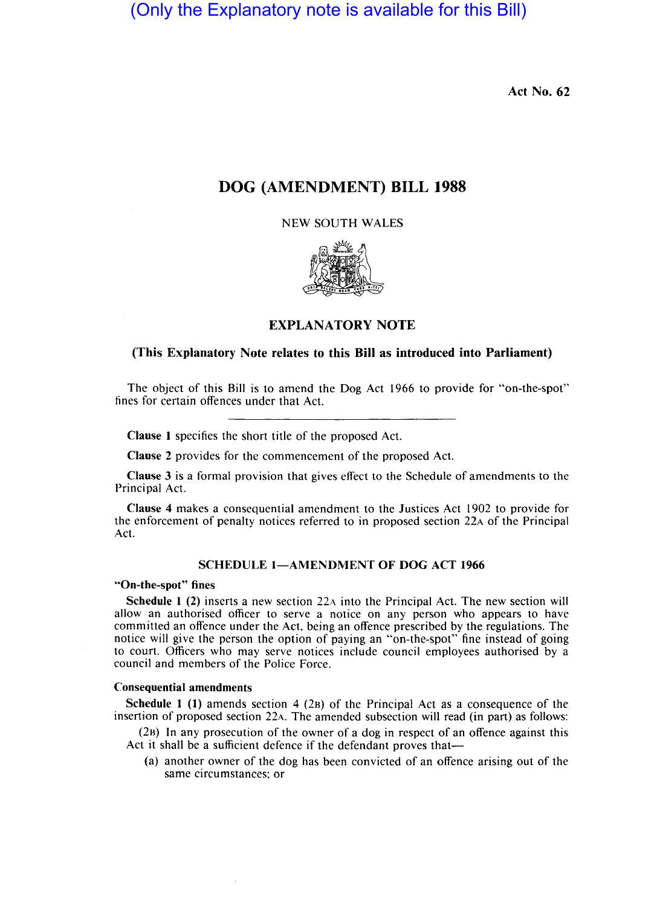(Only the Explanatory note is available for this Bill)

Act No. 62

# DOG (AMENDMENT) BILL 1988

NEW SOUTH WALES

## EXPLANATORY NOTE

**(This Explanatory Note relates to this Bill as introduced into Parliament)**

The object of this Bill is to amend the Dog Act 1966 to provide for "on-the-spot" fines for certain offences under that Act.

---

**Clause 1** specifies the short title of the proposed Act.

**Clause 2** provides for the commencement of the proposed Act.

**Clause 3** is a formal provision that gives effect to the Schedule of amendments to the Principal Act.

**Clause 4** makes a consequential amendment to the Justices Act 1902 to provide for the enforcement of penalty notices referred to in proposed section 22A of the Principal Act.

### SCHEDULE 1—AMENDMENT OF DOG ACT 1966

**"On-the-spot" fines**

**Schedule 1 (2)** inserts a new section 22A into the Principal Act. The new section will allow an authorised officer to serve a notice on any person who appears to have committed an offence under the Act, being an offence prescribed by the regulations. The notice will give the person the option of paying an "on-the-spot" fine instead of going to court. Officers who may serve notices include council employees authorised by a council and members of the Police Force.

**Consequential amendments**

**Schedule 1 (1)** amends section 4 (2B) of the Principal Act as a consequence of the insertion of proposed section 22A. The amended subsection will read (in part) as follows:

(2B) In any prosecution of the owner of a dog in respect of an offence against this Act it shall be a sufficient defence if the defendant proves that—

(a) another owner of the dog has been convicted of an offence arising out of the same circumstances; or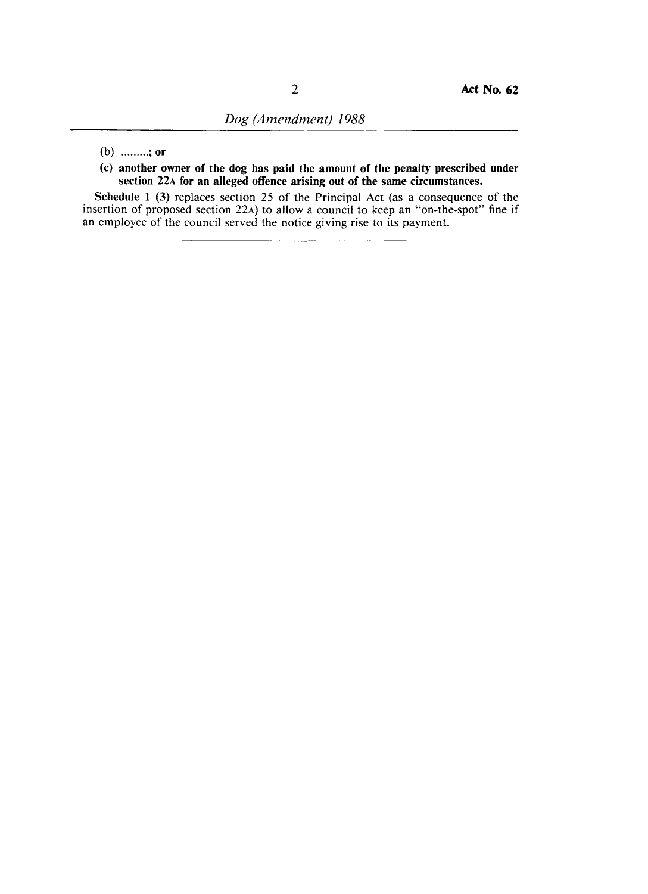(b) .........; **or**

**(c) another owner of the dog has paid the amount of the penalty prescribed under section 22A for an alleged offence arising out of the same circumstances.**

**Schedule 1 (3)** replaces section 25 of the Principal Act (as a consequence of the insertion of proposed section 22A) to allow a council to keep an "on-the-spot" fine if an employee of the council served the notice giving rise to its payment.